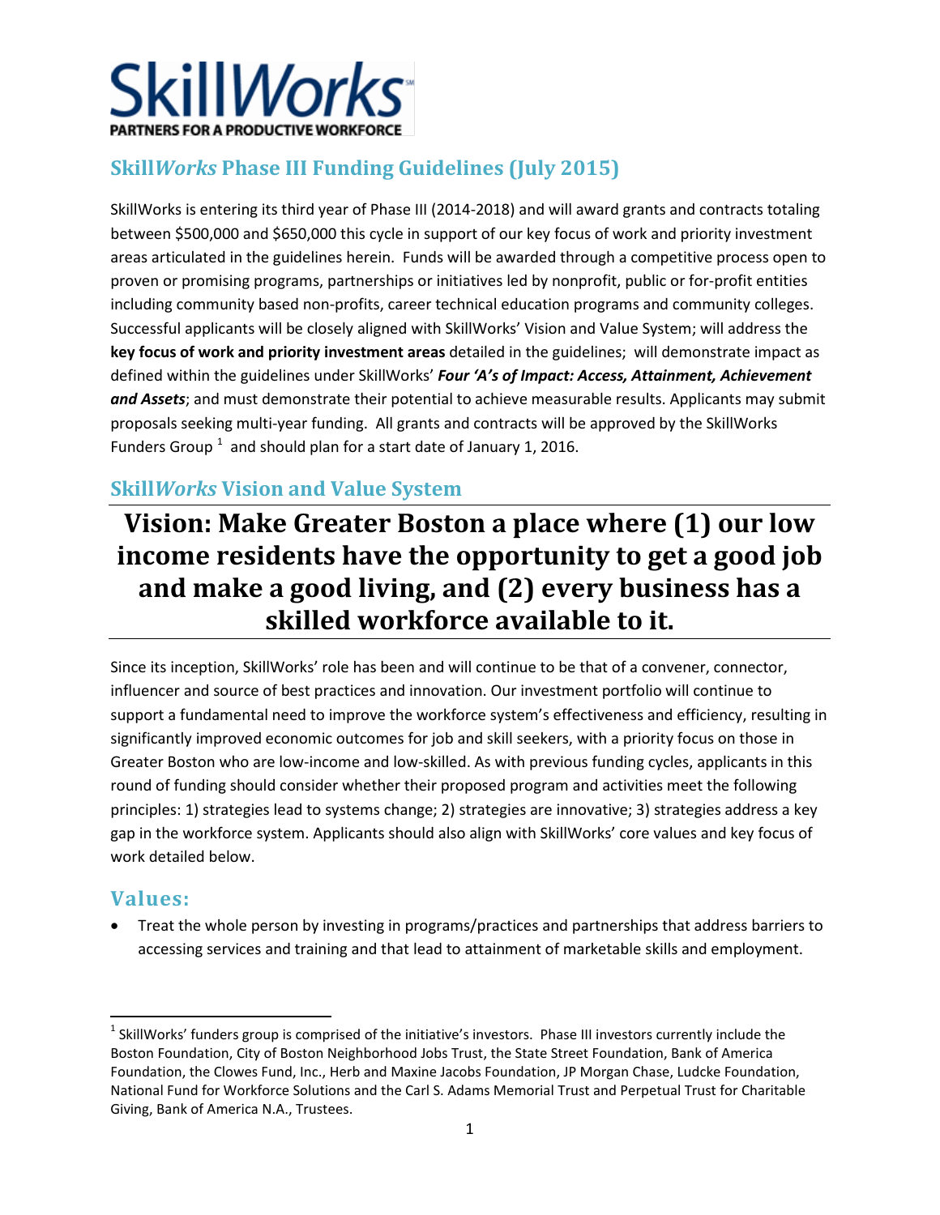# SkillWorks

**PARTNERS FOR A PRODUCTIVE WORKFORCE**

## Skill*Works* Phase III Funding Guidelines (July 2015)

SkillWorks is entering its third year of Phase III (2014-2018) and will award grants and contracts totaling between $500,000 and $650,000 this cycle in support of our key focus of work and priority investment areas articulated in the guidelines herein. Funds will be awarded through a competitive process open to proven or promising programs, partnerships or initiatives led by nonprofit, public or for-profit entities including community based non-profits, career technical education programs and community colleges. Successful applicants will be closely aligned with SkillWorks' Vision and Value System; will address the **key focus of work and priority investment areas** detailed in the guidelines; will demonstrate impact as defined within the guidelines under SkillWorks' ***Four 'A's of Impact: Access, Attainment, Achievement and Assets***; and must demonstrate their potential to achieve measurable results. Applicants may submit proposals seeking multi-year funding. All grants and contracts will be approved by the SkillWorks Funders Group [1] and should plan for a start date of January 1, 2016.

## Skill*Works* Vision and Value System

# Vision: Make Greater Boston a place where (1) our low income residents have the opportunity to get a good job and make a good living, and (2) every business has a skilled workforce available to it.

Since its inception, SkillWorks' role has been and will continue to be that of a convener, connector, influencer and source of best practices and innovation. Our investment portfolio will continue to support a fundamental need to improve the workforce system's effectiveness and efficiency, resulting in significantly improved economic outcomes for job and skill seekers, with a priority focus on those in Greater Boston who are low-income and low-skilled. As with previous funding cycles, applicants in this round of funding should consider whether their proposed program and activities meet the following principles: 1) strategies lead to systems change; 2) strategies are innovative; 3) strategies address a key gap in the workforce system. Applicants should also align with SkillWorks' core values and key focus of work detailed below.

## Values:

- Treat the whole person by investing in programs/practices and partnerships that address barriers to accessing services and training and that lead to attainment of marketable skills and employment.

[1] SkillWorks' funders group is comprised of the initiative's investors. Phase III investors currently include the Boston Foundation, City of Boston Neighborhood Jobs Trust, the State Street Foundation, Bank of America Foundation, the Clowes Fund, Inc., Herb and Maxine Jacobs Foundation, JP Morgan Chase, Ludcke Foundation, National Fund for Workforce Solutions and the Carl S. Adams Memorial Trust and Perpetual Trust for Charitable Giving, Bank of America N.A., Trustees.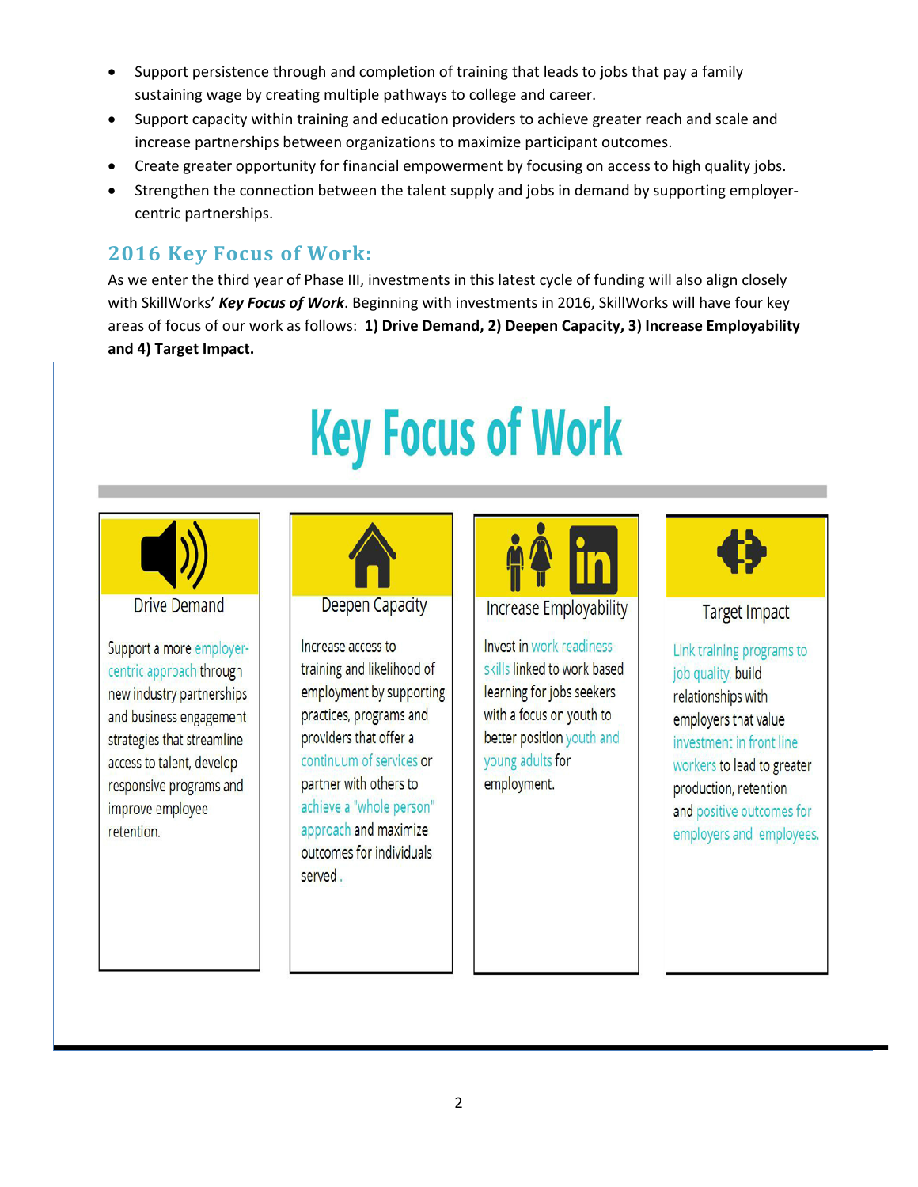- Support persistence through and completion of training that leads to jobs that pay a family sustaining wage by creating multiple pathways to college and career.
- Support capacity within training and education providers to achieve greater reach and scale and increase partnerships between organizations to maximize participant outcomes.
- Create greater opportunity for financial empowerment by focusing on access to high quality jobs.
- Strengthen the connection between the talent supply and jobs in demand by supporting employer-centric partnerships.

## 2016 Key Focus of Work:

As we enter the third year of Phase III, investments in this latest cycle of funding will also align closely with SkillWorks' ***Key Focus of Work***. Beginning with investments in 2016, SkillWorks will have four key areas of focus of our work as follows: **1) Drive Demand, 2) Deepen Capacity, 3) Increase Employability and 4) Target Impact.**

# Key Focus of Work

### Drive Demand

Support a more employer-centric approach through new industry partnerships and business engagement strategies that streamline access to talent, develop responsive programs and improve employee retention.

### Deepen Capacity

Increase access to training and likelihood of employment by supporting practices, programs and providers that offer a continuum of services or partner with others to achieve a "whole person" approach and maximize outcomes for individuals served .

### Increase Employability

Invest in work readiness skills linked to work based learning for jobs seekers with a focus on youth to better position youth and young adults for employment.

### Target Impact

Link training programs to job quality, build relationships with employers that value investment in front line workers to lead to greater production, retention and positive outcomes for employers and employees.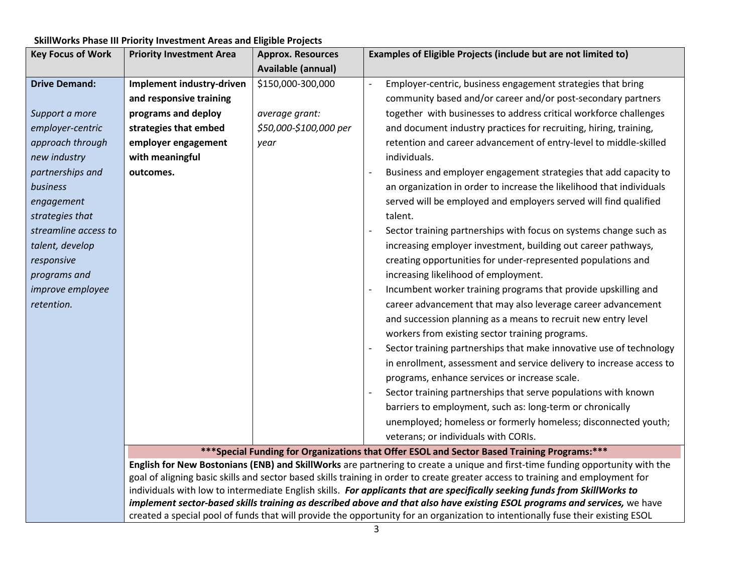**SkillWorks Phase III Priority Investment Areas and Eligible Projects**

| Key Focus of Work | Priority Investment Area | Approx. Resources Available (annual) | Examples of Eligible Projects (include but are not limited to) |
|---|---|---|---|
| **Drive Demand:**<br><br>*Support a more employer-centric approach through new industry partnerships and business engagement strategies that streamline access to talent, develop responsive programs and improve employee retention.* | **Implement industry-driven and responsive training programs and deploy strategies that embed employer engagement with meaningful outcomes.** | $150,000-300,000<br><br>*average grant: $50,000-$100,000 per year* | - Employer-centric, business engagement strategies that bring community based and/or career and/or post-secondary partners together with businesses to address critical workforce challenges and document industry practices for recruiting, hiring, training, retention and career advancement of entry-level to middle-skilled individuals.<br>- Business and employer engagement strategies that add capacity to an organization in order to increase the likelihood that individuals served will be employed and employers served will find qualified talent.<br>- Sector training partnerships with focus on systems change such as increasing employer investment, building out career pathways, creating opportunities for under-represented populations and increasing likelihood of employment.<br>- Incumbent worker training programs that provide upskilling and career advancement that may also leverage career advancement and succession planning as a means to recruit new entry level workers from existing sector training programs.<br>- Sector training partnerships that make innovative use of technology in enrollment, assessment and service delivery to increase access to programs, enhance services or increase scale.<br>- Sector training partnerships that serve populations with known barriers to employment, such as: long-term or chronically unemployed; homeless or formerly homeless; disconnected youth; veterans; or individuals with CORIs. |
| | **\*\*\*Special Funding for Organizations that Offer ESOL and Sector Based Training Programs:\*\*\***<br><br>**English for New Bostonians (ENB) and SkillWorks** are partnering to create a unique and first-time funding opportunity with the goal of aligning basic skills and sector based skills training in order to create greater access to training and employment for individuals with low to intermediate English skills. ***For applicants that are specifically seeking funds from SkillWorks to implement sector-based skills training as described above and that also have existing ESOL programs and services,*** we have created a special pool of funds that will provide the opportunity for an organization to intentionally fuse their existing ESOL | | |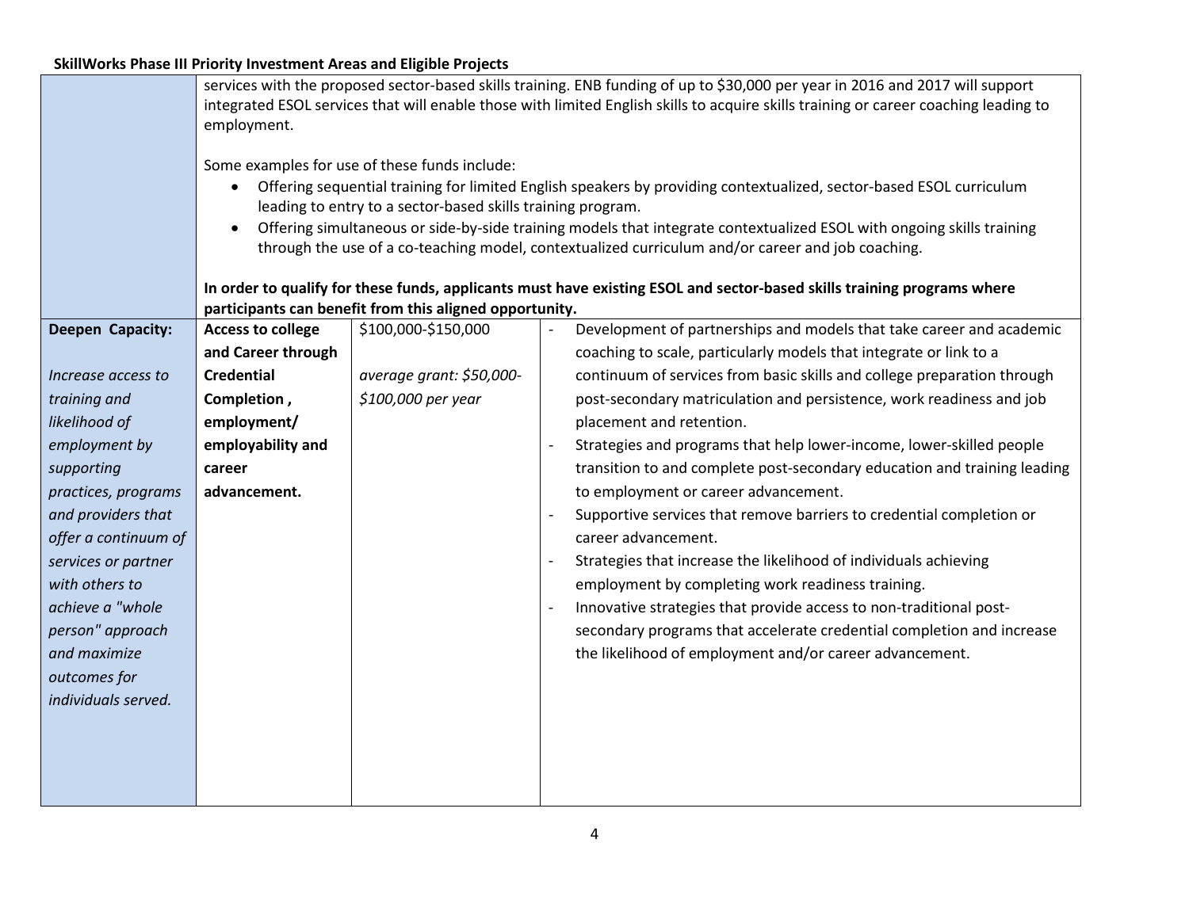**SkillWorks Phase III Priority Investment Areas and Eligible Projects**

| | | | |
|---|---|---|---|
| | services with the proposed sector-based skills training. ENB funding of up to $30,000 per year in 2016 and 2017 will support integrated ESOL services that will enable those with limited English skills to acquire skills training or career coaching leading to employment.<br><br>Some examples for use of these funds include:<br>• Offering sequential training for limited English speakers by providing contextualized, sector-based ESOL curriculum leading to entry to a sector-based skills training program.<br>• Offering simultaneous or side-by-side training models that integrate contextualized ESOL with ongoing skills training through the use of a co-teaching model, contextualized curriculum and/or career and job coaching.<br><br>**In order to qualify for these funds, applicants must have existing ESOL and sector-based skills training programs where participants can benefit from this aligned opportunity.** | | |
| **Deepen Capacity:**<br><br>*Increase access to training and likelihood of employment by supporting practices, programs and providers that offer a continuum of services or partner with others to achieve a "whole person" approach and maximize outcomes for individuals served.* | **Access to college and Career through Credential Completion , employment/ employability and career advancement.** | $100,000-$150,000<br><br>*average grant: $50,000-$100,000 per year* | - Development of partnerships and models that take career and academic coaching to scale, particularly models that integrate or link to a continuum of services from basic skills and college preparation through post-secondary matriculation and persistence, work readiness and job placement and retention.<br>- Strategies and programs that help lower-income, lower-skilled people transition to and complete post-secondary education and training leading to employment or career advancement.<br>- Supportive services that remove barriers to credential completion or career advancement.<br>- Strategies that increase the likelihood of individuals achieving employment by completing work readiness training.<br>- Innovative strategies that provide access to non-traditional post-secondary programs that accelerate credential completion and increase the likelihood of employment and/or career advancement. |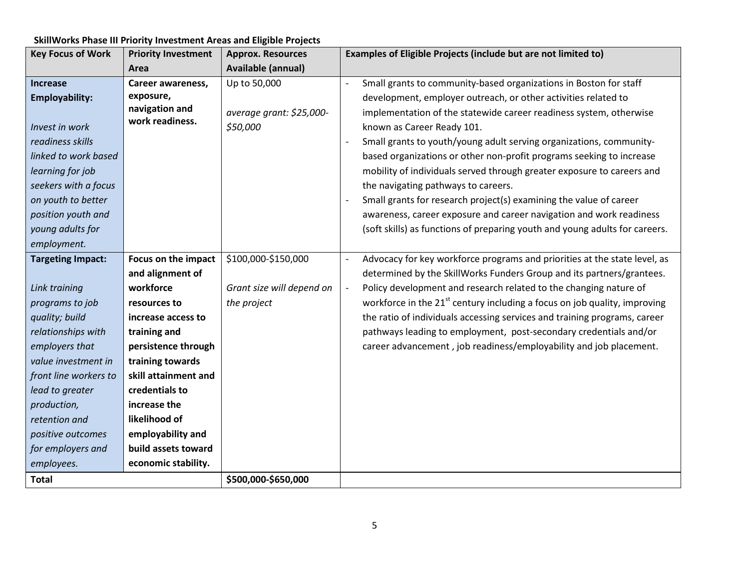**SkillWorks Phase III Priority Investment Areas and Eligible Projects**

| Key Focus of Work | Priority Investment Area | Approx. Resources Available (annual) | Examples of Eligible Projects (include but are not limited to) |
|---|---|---|---|
| **Increase Employability:**<br><br>*Invest in work readiness skills linked to work based learning for job seekers with a focus on youth to better position youth and young adults for employment.* | **Career awareness, exposure, navigation and work readiness.** | Up to 50,000<br><br>*average grant: $25,000-$50,000* | - Small grants to community-based organizations in Boston for staff development, employer outreach, or other activities related to implementation of the statewide career readiness system, otherwise known as Career Ready 101.<br>- Small grants to youth/young adult serving organizations, community-based organizations or other non-profit programs seeking to increase mobility of individuals served through greater exposure to careers and the navigating pathways to careers.<br>- Small grants for research project(s) examining the value of career awareness, career exposure and career navigation and work readiness (soft skills) as functions of preparing youth and young adults for careers. |
| **Targeting Impact:**<br><br>*Link training programs to job quality; build relationships with employers that value investment in front line workers to lead to greater production, retention and positive outcomes for employers and employees.* | **Focus on the impact and alignment of workforce resources to increase access to training and persistence through training towards skill attainment and credentials to increase the likelihood of employability and build assets toward economic stability.** | $100,000-$150,000<br><br>*Grant size will depend on the project* | - Advocacy for key workforce programs and priorities at the state level, as determined by the SkillWorks Funders Group and its partners/grantees.<br>- Policy development and research related to the changing nature of workforce in the 21st century including a focus on job quality, improving the ratio of individuals accessing services and training programs, career pathways leading to employment, post-secondary credentials and/or career advancement , job readiness/employability and job placement. |
| **Total** | | **$500,000-$650,000** | |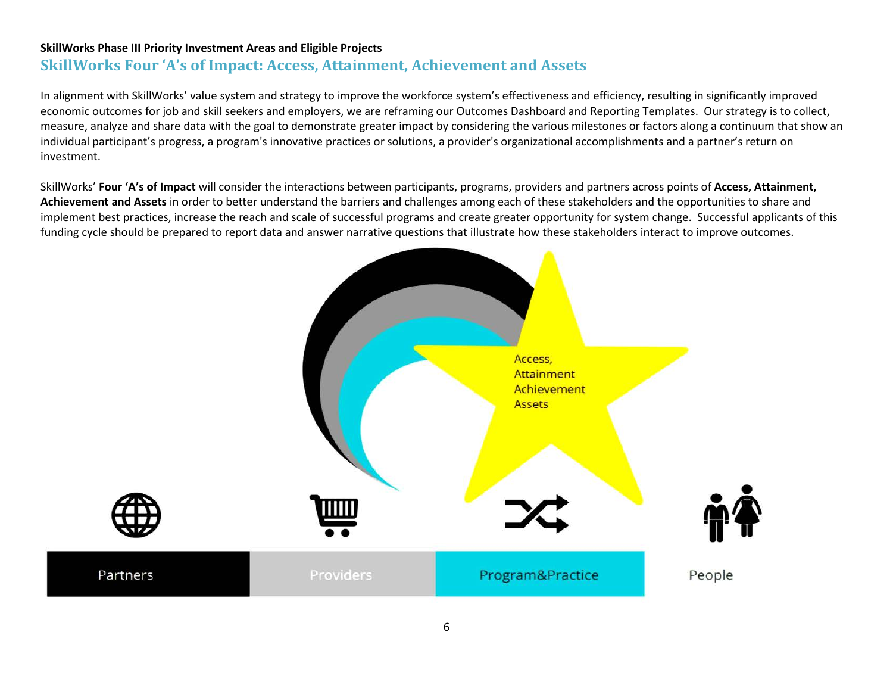**SkillWorks Phase III Priority Investment Areas and Eligible Projects**

## SkillWorks Four 'A's of Impact: Access, Attainment, Achievement and Assets

In alignment with SkillWorks' value system and strategy to improve the workforce system's effectiveness and efficiency, resulting in significantly improved economic outcomes for job and skill seekers and employers, we are reframing our Outcomes Dashboard and Reporting Templates. Our strategy is to collect, measure, analyze and share data with the goal to demonstrate greater impact by considering the various milestones or factors along a continuum that show an individual participant's progress, a program's innovative practices or solutions, a provider's organizational accomplishments and a partner's return on investment.

SkillWorks' **Four 'A's of Impact** will consider the interactions between participants, programs, providers and partners across points of **Access, Attainment, Achievement and Assets** in order to better understand the barriers and challenges among each of these stakeholders and the opportunities to share and implement best practices, increase the reach and scale of successful programs and create greater opportunity for system change. Successful applicants of this funding cycle should be prepared to report data and answer narrative questions that illustrate how these stakeholders interact to improve outcomes.

Access,
Attainment
Achievement
Assets

Partners | Providers | Program&Practice | People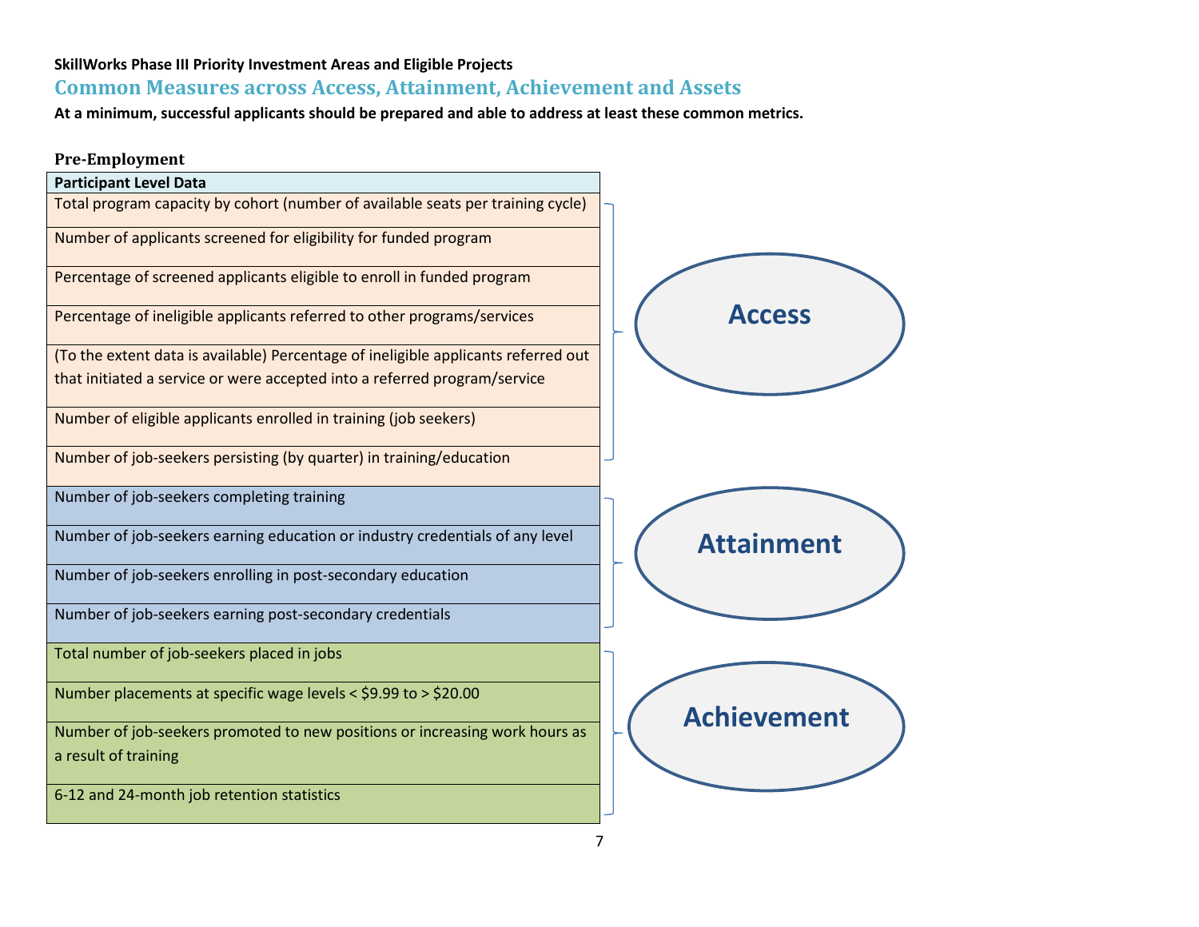**SkillWorks Phase III Priority Investment Areas and Eligible Projects**

## Common Measures across Access, Attainment, Achievement and Assets

**At a minimum, successful applicants should be prepared and able to address at least these common metrics.**

### Pre-Employment

| Participant Level Data | |
|---|---|
| Total program capacity by cohort (number of available seats per training cycle) | Access |
| Number of applicants screened for eligibility for funded program | Access |
| Percentage of screened applicants eligible to enroll in funded program | Access |
| Percentage of ineligible applicants referred to other programs/services | Access |
| (To the extent data is available) Percentage of ineligible applicants referred out that initiated a service or were accepted into a referred program/service | Access |
| Number of eligible applicants enrolled in training (job seekers) | Access |
| Number of job-seekers persisting (by quarter) in training/education | Access |
| Number of job-seekers completing training | Attainment |
| Number of job-seekers earning education or industry credentials of any level | Attainment |
| Number of job-seekers enrolling in post-secondary education | Attainment |
| Number of job-seekers earning post-secondary credentials | Attainment |
| Total number of job-seekers placed in jobs | Achievement |
| Number placements at specific wage levels < $9.99 to > $20.00 | Achievement |
| Number of job-seekers promoted to new positions or increasing work hours as a result of training | Achievement |
| 6-12 and 24-month job retention statistics | Achievement |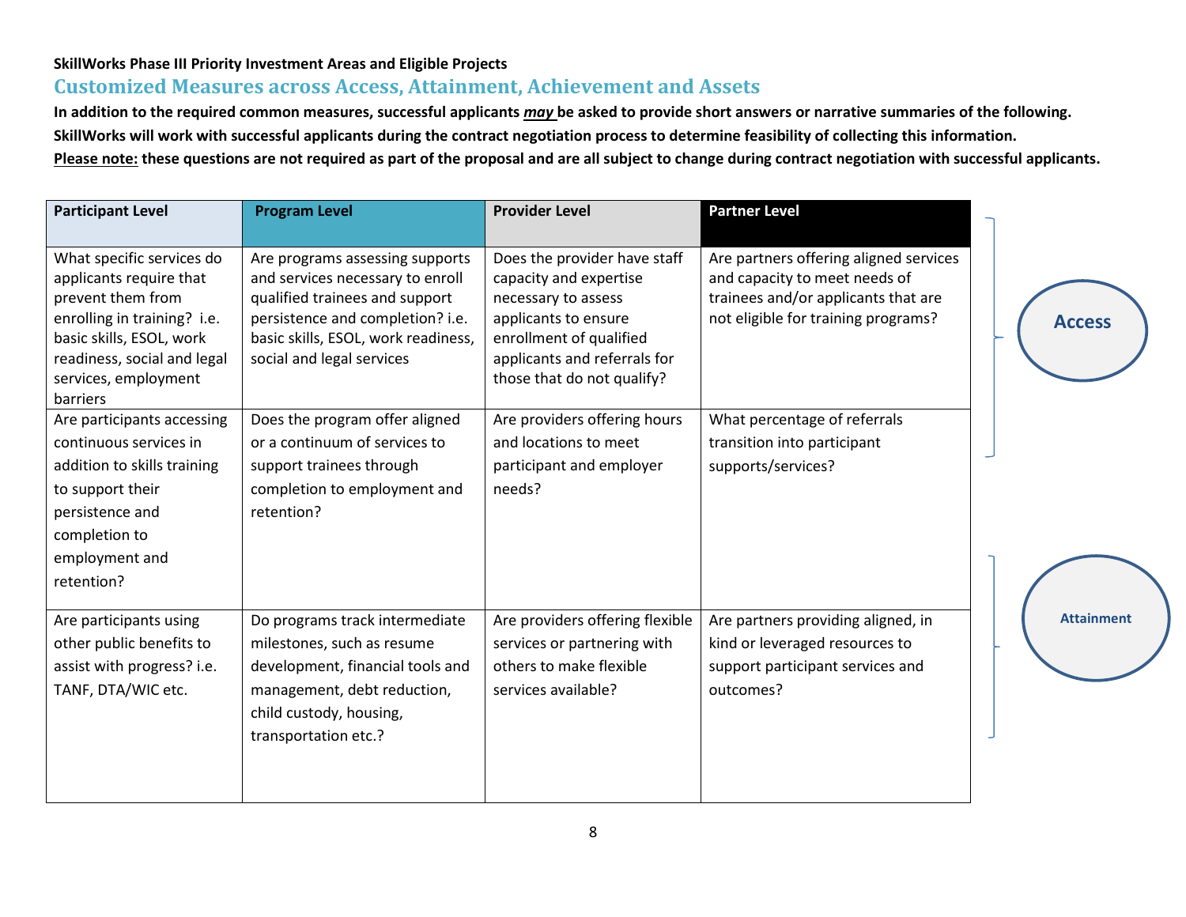**SkillWorks Phase III Priority Investment Areas and Eligible Projects**

## Customized Measures across Access, Attainment, Achievement and Assets

**In addition to the required common measures, successful applicants *may* be asked to provide short answers or narrative summaries of the following. SkillWorks will work with successful applicants during the contract negotiation process to determine feasibility of collecting this information.**

**Please note: these questions are not required as part of the proposal and are all subject to change during contract negotiation with successful applicants.**

| Participant Level | Program Level | Provider Level | Partner Level | |
|---|---|---|---|---|
| What specific services do applicants require that prevent them from enrolling in training? i.e. basic skills, ESOL, work readiness, social and legal services, employment barriers | Are programs assessing supports and services necessary to enroll qualified trainees and support persistence and completion? i.e. basic skills, ESOL, work readiness, social and legal services | Does the provider have staff capacity and expertise necessary to assess applicants to ensure enrollment of qualified applicants and referrals for those that do not qualify? | Are partners offering aligned services and capacity to meet needs of trainees and/or applicants that are not eligible for training programs? | Access |
| Are participants accessing continuous services in addition to skills training to support their persistence and completion to employment and retention? | Does the program offer aligned or a continuum of services to support trainees through completion to employment and retention? | Are providers offering hours and locations to meet participant and employer needs? | What percentage of referrals transition into participant supports/services? | Access |
| Are participants using other public benefits to assist with progress? i.e. TANF, DTA/WIC etc. | Do programs track intermediate milestones, such as resume development, financial tools and management, debt reduction, child custody, housing, transportation etc.? | Are providers offering flexible services or partnering with others to make flexible services available? | Are partners providing aligned, in kind or leveraged resources to support participant services and outcomes? | Attainment |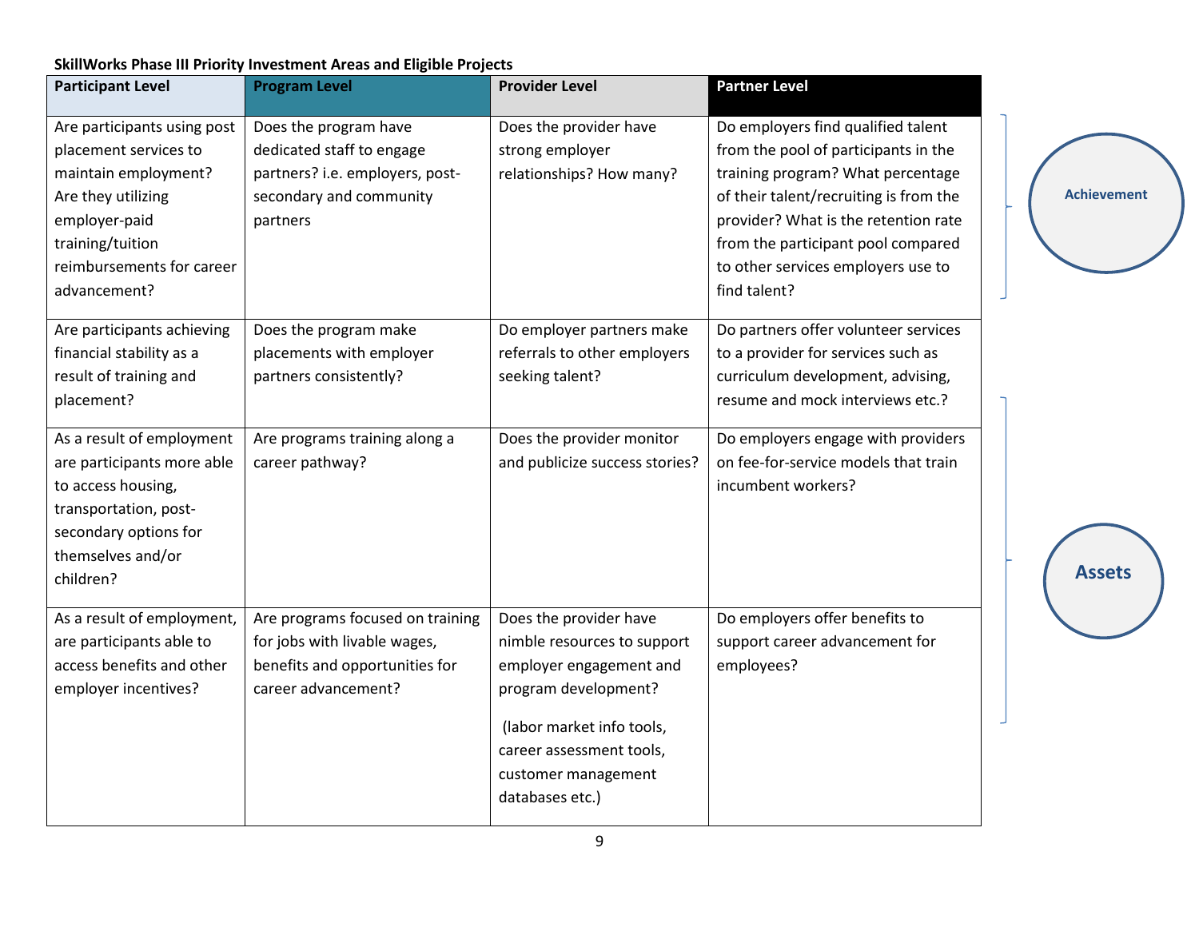**SkillWorks Phase III Priority Investment Areas and Eligible Projects**

| Participant Level | Program Level | Provider Level | Partner Level |
|---|---|---|---|
| Are participants using post placement services to maintain employment? Are they utilizing employer-paid training/tuition reimbursements for career advancement? | Does the program have dedicated staff to engage partners? i.e. employers, post-secondary and community partners | Does the provider have strong employer relationships? How many? | Do employers find qualified talent from the pool of participants in the training program? What percentage of their talent/recruiting is from the provider? What is the retention rate from the participant pool compared to other services employers use to find talent? |
| Are participants achieving financial stability as a result of training and placement? | Does the program make placements with employer partners consistently? | Do employer partners make referrals to other employers seeking talent? | Do partners offer volunteer services to a provider for services such as curriculum development, advising, resume and mock interviews etc.? |
| As a result of employment are participants more able to access housing, transportation, post-secondary options for themselves and/or children? | Are programs training along a career pathway? | Does the provider monitor and publicize success stories? | Do employers engage with providers on fee-for-service models that train incumbent workers? |
| As a result of employment, are participants able to access benefits and other employer incentives? | Are programs focused on training for jobs with livable wages, benefits and opportunities for career advancement? | Does the provider have nimble resources to support employer engagement and program development? (labor market info tools, career assessment tools, customer management databases etc.) | Do employers offer benefits to support career advancement for employees? |

Achievement

Assets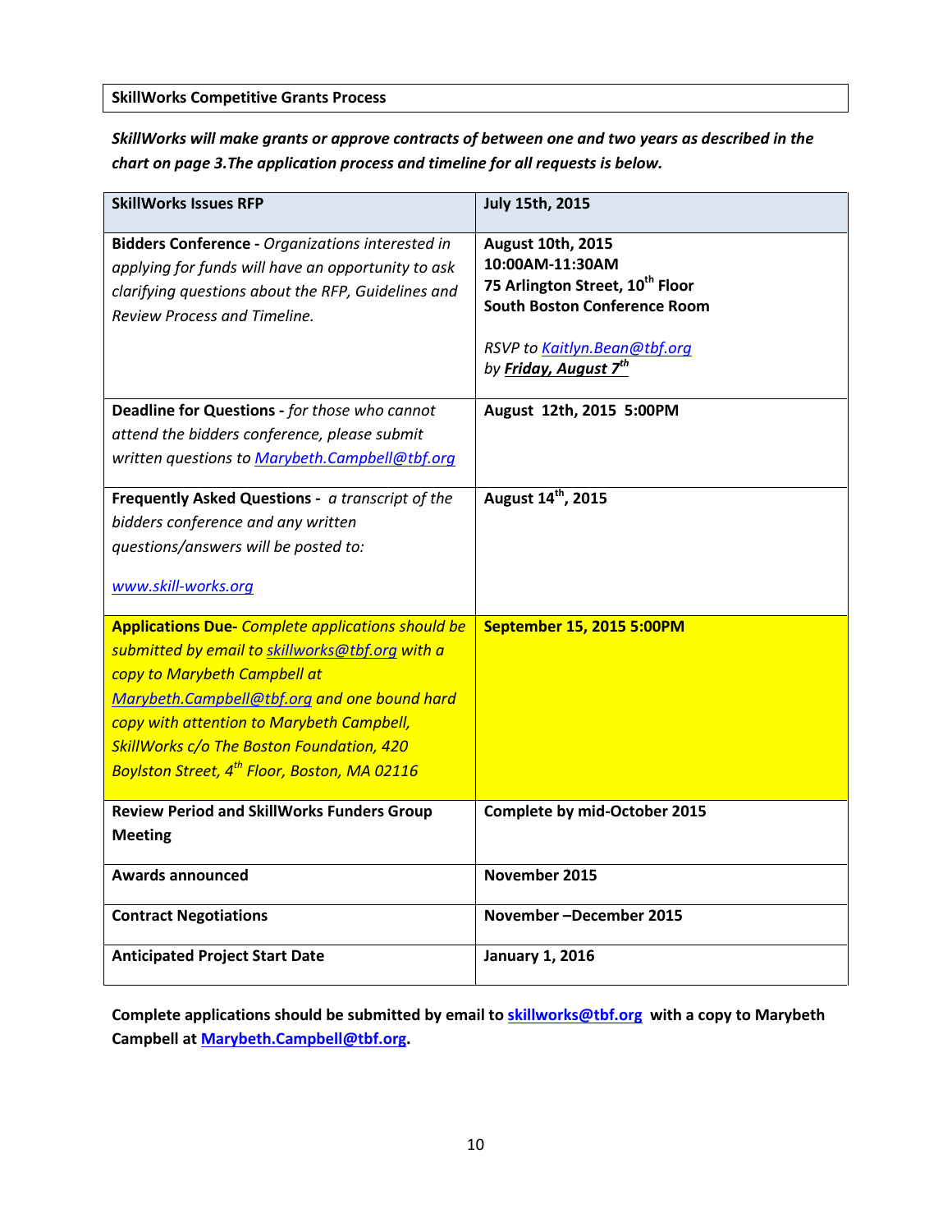**SkillWorks Competitive Grants Process**

***SkillWorks will make grants or approve contracts of between one and two years as described in the chart on page 3.The application process and timeline for all requests is below.***

| **SkillWorks Issues RFP** | **July 15th, 2015** |
|---|---|
| **Bidders Conference -** *Organizations interested in applying for funds will have an opportunity to ask clarifying questions about the RFP, Guidelines and Review Process and Timeline.* | **August 10th, 2015**<br>**10:00AM-11:30AM**<br>**75 Arlington Street, 10th Floor**<br>**South Boston Conference Room**<br><br>*RSVP to Kaitlyn.Bean@tbf.org by **Friday, August 7th*** |
| **Deadline for Questions -** *for those who cannot attend the bidders conference, please submit written questions to Marybeth.Campbell@tbf.org* | **August 12th, 2015 5:00PM** |
| **Frequently Asked Questions -** *a transcript of the bidders conference and any written questions/answers will be posted to:*<br><br>*www.skill-works.org* | **August 14th, 2015** |
| **Applications Due-** *Complete applications should be submitted by email to skillworks@tbf.org with a copy to Marybeth Campbell at Marybeth.Campbell@tbf.org and one bound hard copy with attention to Marybeth Campbell, SkillWorks c/o The Boston Foundation, 420 Boylston Street, 4th Floor, Boston, MA 02116* | **September 15, 2015 5:00PM** |
| **Review Period and SkillWorks Funders Group Meeting** | **Complete by mid-October 2015** |
| **Awards announced** | **November 2015** |
| **Contract Negotiations** | **November –December 2015** |
| **Anticipated Project Start Date** | **January 1, 2016** |

**Complete applications should be submitted by email to skillworks@tbf.org with a copy to Marybeth Campbell at Marybeth.Campbell@tbf.org.**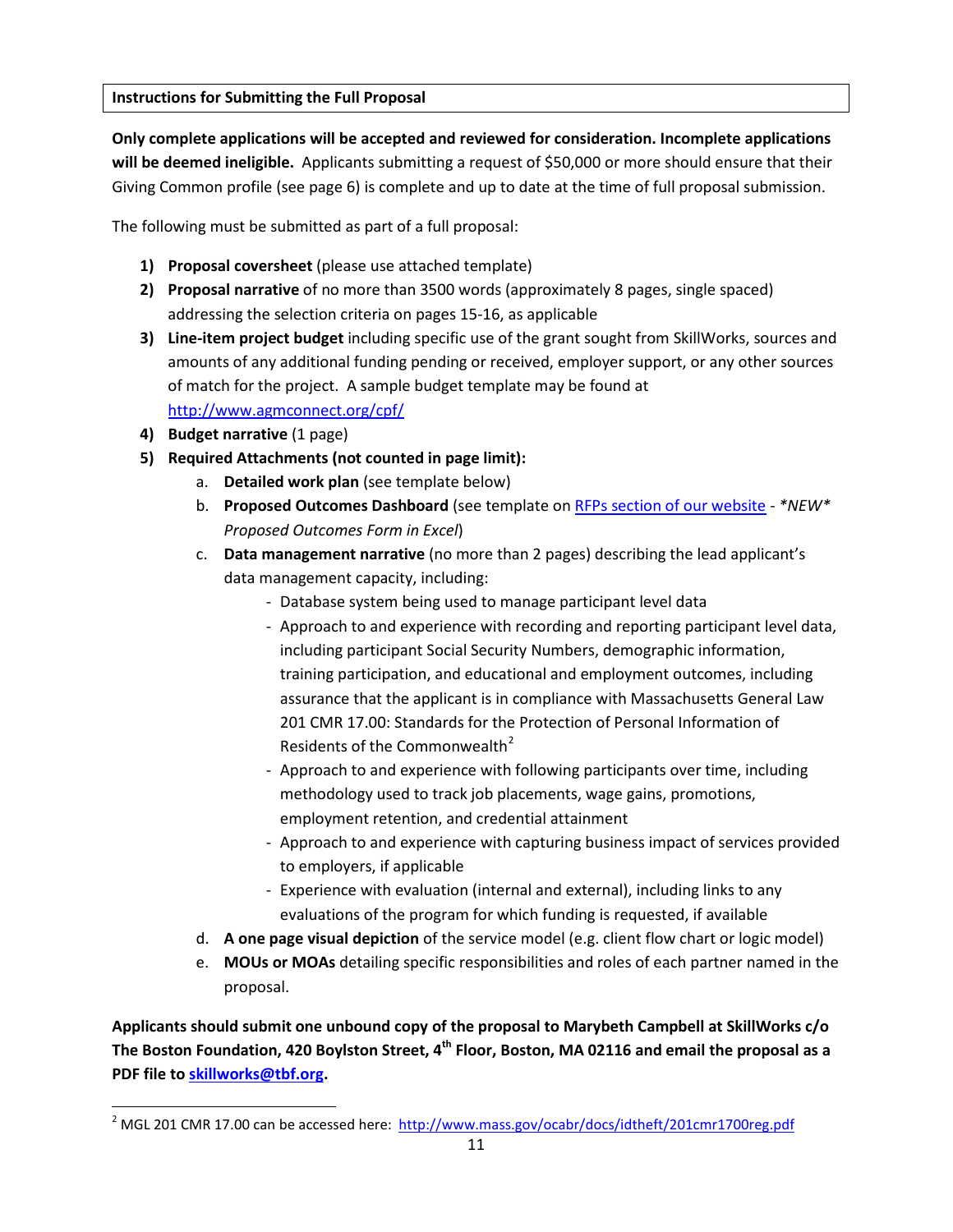**Instructions for Submitting the Full Proposal**

**Only complete applications will be accepted and reviewed for consideration. Incomplete applications will be deemed ineligible.** Applicants submitting a request of $50,000 or more should ensure that their Giving Common profile (see page 6) is complete and up to date at the time of full proposal submission.

The following must be submitted as part of a full proposal:

1) **Proposal coversheet** (please use attached template)
2) **Proposal narrative** of no more than 3500 words (approximately 8 pages, single spaced) addressing the selection criteria on pages 15-16, as applicable
3) **Line-item project budget** including specific use of the grant sought from SkillWorks, sources and amounts of any additional funding pending or received, employer support, or any other sources of match for the project. A sample budget template may be found at http://www.agmconnect.org/cpf/
4) **Budget narrative** (1 page)
5) **Required Attachments (not counted in page limit):**
   a. **Detailed work plan** (see template below)
   b. **Proposed Outcomes Dashboard** (see template on RFPs section of our website - **NEW* Proposed Outcomes Form in Excel*)
   c. **Data management narrative** (no more than 2 pages) describing the lead applicant's data management capacity, including:
      - Database system being used to manage participant level data
      - Approach to and experience with recording and reporting participant level data, including participant Social Security Numbers, demographic information, training participation, and educational and employment outcomes, including assurance that the applicant is in compliance with Massachusetts General Law 201 CMR 17.00: Standards for the Protection of Personal Information of Residents of the Commonwealth[2]
      - Approach to and experience with following participants over time, including methodology used to track job placements, wage gains, promotions, employment retention, and credential attainment
      - Approach to and experience with capturing business impact of services provided to employers, if applicable
      - Experience with evaluation (internal and external), including links to any evaluations of the program for which funding is requested, if available
   d. **A one page visual depiction** of the service model (e.g. client flow chart or logic model)
   e. **MOUs or MOAs** detailing specific responsibilities and roles of each partner named in the proposal.

**Applicants should submit one unbound copy of the proposal to Marybeth Campbell at SkillWorks c/o The Boston Foundation, 420 Boylston Street, 4th Floor, Boston, MA 02116 and email the proposal as a PDF file to skillworks@tbf.org.**

---

[2] MGL 201 CMR 17.00 can be accessed here: http://www.mass.gov/ocabr/docs/idtheft/201cmr1700reg.pdf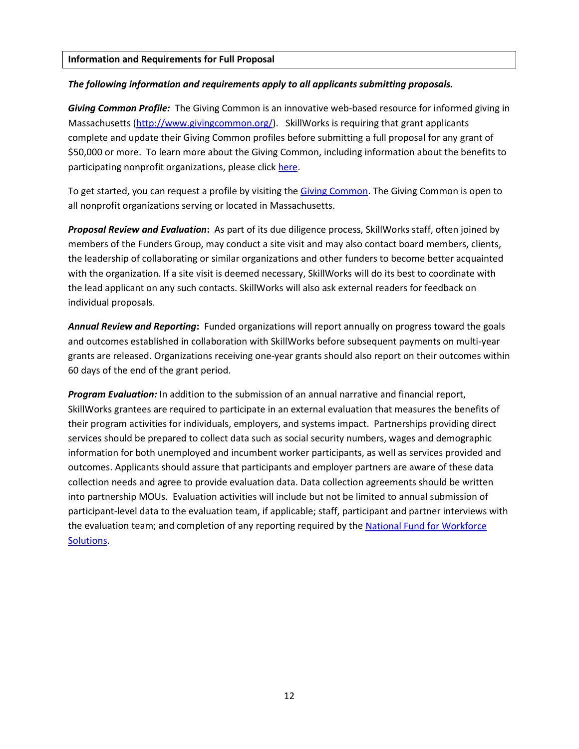## Information and Requirements for Full Proposal

***The following information and requirements apply to all applicants submitting proposals.***

***Giving Common Profile:*** The Giving Common is an innovative web-based resource for informed giving in Massachusetts ([http://www.givingcommon.org/](http://www.givingcommon.org/)). SkillWorks is requiring that grant applicants complete and update their Giving Common profiles before submitting a full proposal for any grant of $50,000 or more. To learn more about the Giving Common, including information about the benefits to participating nonprofit organizations, please click here.

To get started, you can request a profile by visiting the Giving Common. The Giving Common is open to all nonprofit organizations serving or located in Massachusetts.

***Proposal Review and Evaluation*:** As part of its due diligence process, SkillWorks staff, often joined by members of the Funders Group, may conduct a site visit and may also contact board members, clients, the leadership of collaborating or similar organizations and other funders to become better acquainted with the organization. If a site visit is deemed necessary, SkillWorks will do its best to coordinate with the lead applicant on any such contacts. SkillWorks will also ask external readers for feedback on individual proposals.

***Annual Review and Reporting*:** Funded organizations will report annually on progress toward the goals and outcomes established in collaboration with SkillWorks before subsequent payments on multi-year grants are released. Organizations receiving one-year grants should also report on their outcomes within 60 days of the end of the grant period.

***Program Evaluation:*** In addition to the submission of an annual narrative and financial report, SkillWorks grantees are required to participate in an external evaluation that measures the benefits of their program activities for individuals, employers, and systems impact. Partnerships providing direct services should be prepared to collect data such as social security numbers, wages and demographic information for both unemployed and incumbent worker participants, as well as services provided and outcomes. Applicants should assure that participants and employer partners are aware of these data collection needs and agree to provide evaluation data. Data collection agreements should be written into partnership MOUs. Evaluation activities will include but not be limited to annual submission of participant-level data to the evaluation team, if applicable; staff, participant and partner interviews with the evaluation team; and completion of any reporting required by the National Fund for Workforce Solutions.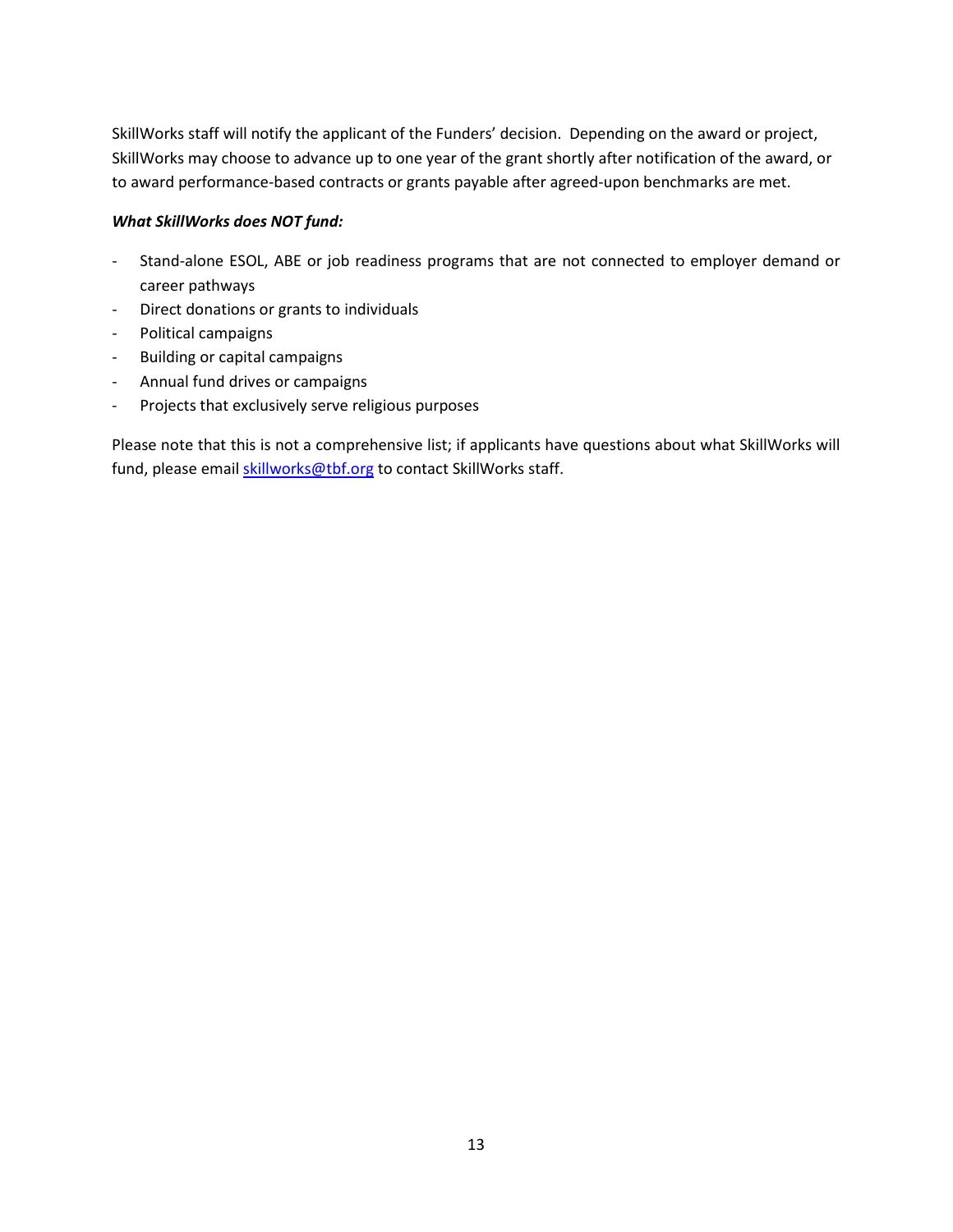SkillWorks staff will notify the applicant of the Funders' decision. Depending on the award or project, SkillWorks may choose to advance up to one year of the grant shortly after notification of the award, or to award performance-based contracts or grants payable after agreed-upon benchmarks are met.

***What SkillWorks does NOT fund:***

- Stand-alone ESOL, ABE or job readiness programs that are not connected to employer demand or career pathways
- Direct donations or grants to individuals
- Political campaigns
- Building or capital campaigns
- Annual fund drives or campaigns
- Projects that exclusively serve religious purposes

Please note that this is not a comprehensive list; if applicants have questions about what SkillWorks will fund, please email [skillworks@tbf.org](mailto:skillworks@tbf.org) to contact SkillWorks staff.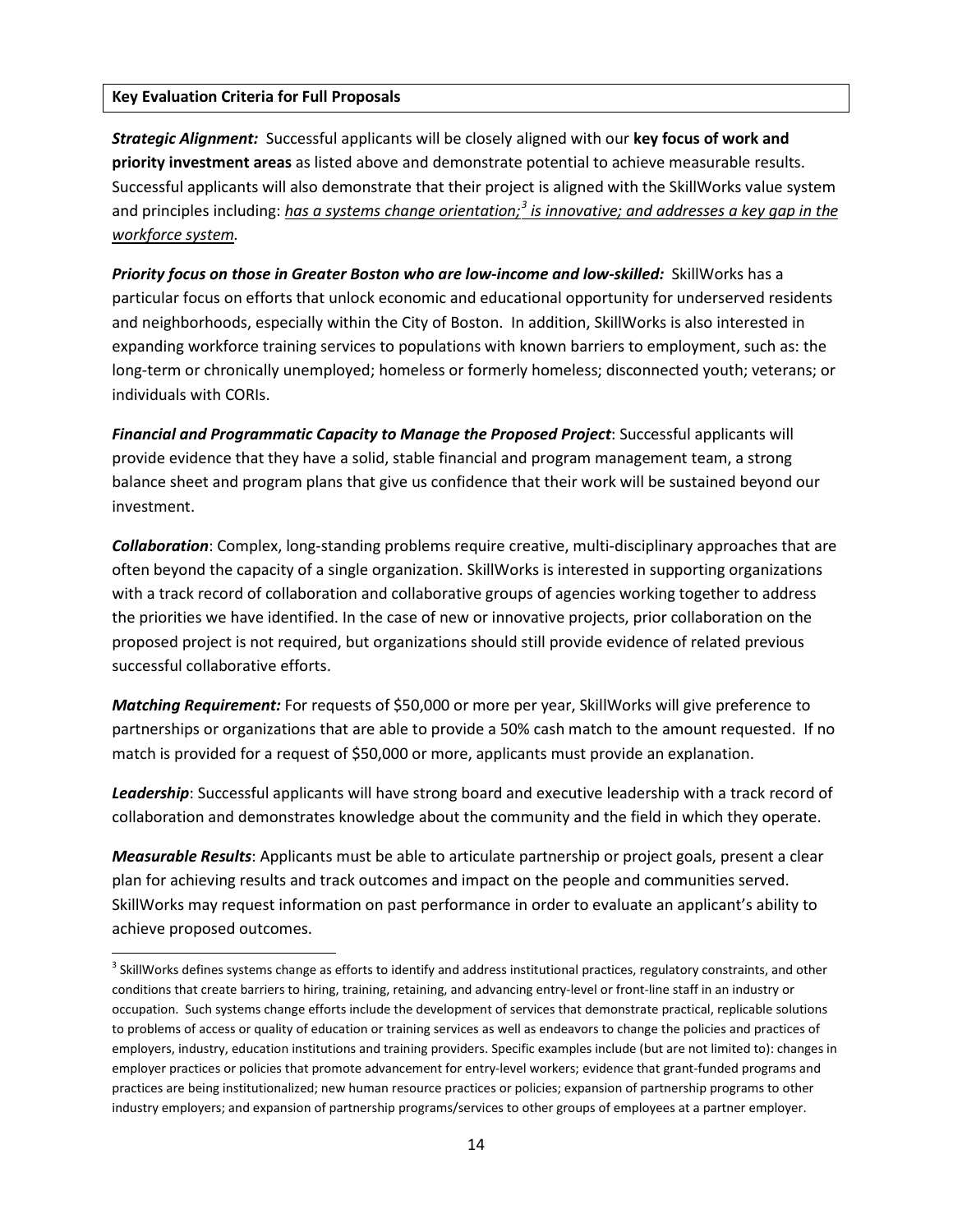**Key Evaluation Criteria for Full Proposals**

***Strategic Alignment:*** Successful applicants will be closely aligned with our **key focus of work and priority investment areas** as listed above and demonstrate potential to achieve measurable results. Successful applicants will also demonstrate that their project is aligned with the SkillWorks value system and principles including: *has a systems change orientation;*[3] *is innovative; and addresses a key gap in the workforce system.*

***Priority focus on those in Greater Boston who are low-income and low-skilled:*** SkillWorks has a particular focus on efforts that unlock economic and educational opportunity for underserved residents and neighborhoods, especially within the City of Boston. In addition, SkillWorks is also interested in expanding workforce training services to populations with known barriers to employment, such as: the long-term or chronically unemployed; homeless or formerly homeless; disconnected youth; veterans; or individuals with CORIs.

***Financial and Programmatic Capacity to Manage the Proposed Project***: Successful applicants will provide evidence that they have a solid, stable financial and program management team, a strong balance sheet and program plans that give us confidence that their work will be sustained beyond our investment.

***Collaboration***: Complex, long-standing problems require creative, multi-disciplinary approaches that are often beyond the capacity of a single organization. SkillWorks is interested in supporting organizations with a track record of collaboration and collaborative groups of agencies working together to address the priorities we have identified. In the case of new or innovative projects, prior collaboration on the proposed project is not required, but organizations should still provide evidence of related previous successful collaborative efforts.

***Matching Requirement:*** For requests of $50,000 or more per year, SkillWorks will give preference to partnerships or organizations that are able to provide a 50% cash match to the amount requested. If no match is provided for a request of $50,000 or more, applicants must provide an explanation.

***Leadership***: Successful applicants will have strong board and executive leadership with a track record of collaboration and demonstrates knowledge about the community and the field in which they operate.

***Measurable Results***: Applicants must be able to articulate partnership or project goals, present a clear plan for achieving results and track outcomes and impact on the people and communities served. SkillWorks may request information on past performance in order to evaluate an applicant's ability to achieve proposed outcomes.

---

[3] SkillWorks defines systems change as efforts to identify and address institutional practices, regulatory constraints, and other conditions that create barriers to hiring, training, retaining, and advancing entry-level or front-line staff in an industry or occupation. Such systems change efforts include the development of services that demonstrate practical, replicable solutions to problems of access or quality of education or training services as well as endeavors to change the policies and practices of employers, industry, education institutions and training providers. Specific examples include (but are not limited to): changes in employer practices or policies that promote advancement for entry-level workers; evidence that grant-funded programs and practices are being institutionalized; new human resource practices or policies; expansion of partnership programs to other industry employers; and expansion of partnership programs/services to other groups of employees at a partner employer.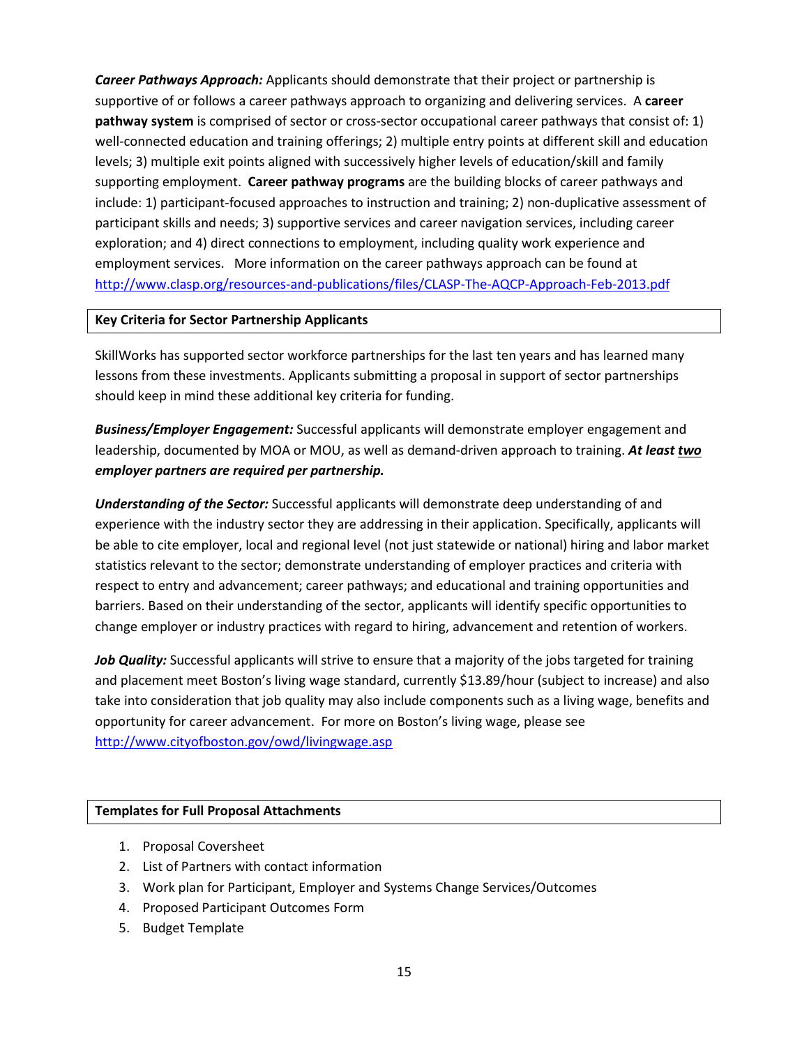***Career Pathways Approach:*** Applicants should demonstrate that their project or partnership is supportive of or follows a career pathways approach to organizing and delivering services. A **career pathway system** is comprised of sector or cross-sector occupational career pathways that consist of: 1) well-connected education and training offerings; 2) multiple entry points at different skill and education levels; 3) multiple exit points aligned with successively higher levels of education/skill and family supporting employment. **Career pathway programs** are the building blocks of career pathways and include: 1) participant-focused approaches to instruction and training; 2) non-duplicative assessment of participant skills and needs; 3) supportive services and career navigation services, including career exploration; and 4) direct connections to employment, including quality work experience and employment services. More information on the career pathways approach can be found at http://www.clasp.org/resources-and-publications/files/CLASP-The-AQCP-Approach-Feb-2013.pdf

## Key Criteria for Sector Partnership Applicants

SkillWorks has supported sector workforce partnerships for the last ten years and has learned many lessons from these investments. Applicants submitting a proposal in support of sector partnerships should keep in mind these additional key criteria for funding.

***Business/Employer Engagement:*** Successful applicants will demonstrate employer engagement and leadership, documented by MOA or MOU, as well as demand-driven approach to training. ***At least <u>two</u> employer partners are required per partnership.***

***Understanding of the Sector:*** Successful applicants will demonstrate deep understanding of and experience with the industry sector they are addressing in their application. Specifically, applicants will be able to cite employer, local and regional level (not just statewide or national) hiring and labor market statistics relevant to the sector; demonstrate understanding of employer practices and criteria with respect to entry and advancement; career pathways; and educational and training opportunities and barriers. Based on their understanding of the sector, applicants will identify specific opportunities to change employer or industry practices with regard to hiring, advancement and retention of workers.

***Job Quality:*** Successful applicants will strive to ensure that a majority of the jobs targeted for training and placement meet Boston's living wage standard, currently $13.89/hour (subject to increase) and also take into consideration that job quality may also include components such as a living wage, benefits and opportunity for career advancement. For more on Boston's living wage, please see http://www.cityofboston.gov/owd/livingwage.asp

## Templates for Full Proposal Attachments

1. Proposal Coversheet
2. List of Partners with contact information
3. Work plan for Participant, Employer and Systems Change Services/Outcomes
4. Proposed Participant Outcomes Form
5. Budget Template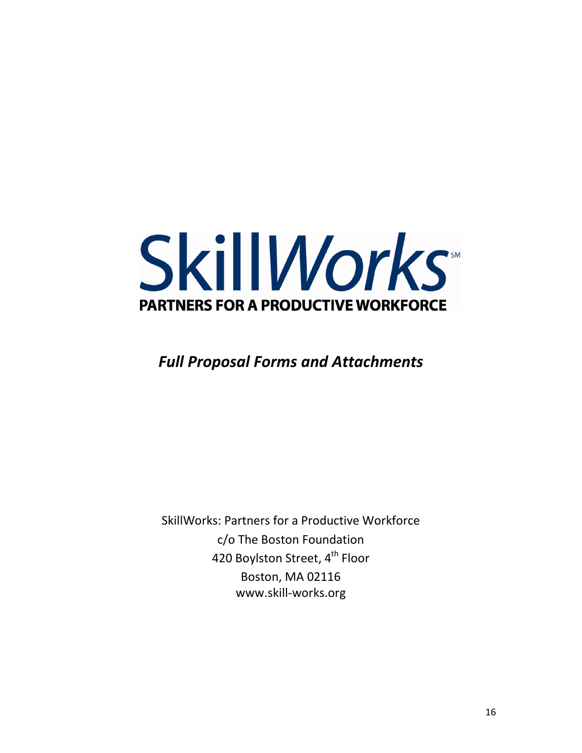# SkillWorks

**PARTNERS FOR A PRODUCTIVE WORKFORCE**

## *Full Proposal Forms and Attachments*

SkillWorks: Partners for a Productive Workforce
c/o The Boston Foundation
420 Boylston Street, 4th Floor
Boston, MA 02116
www.skill-works.org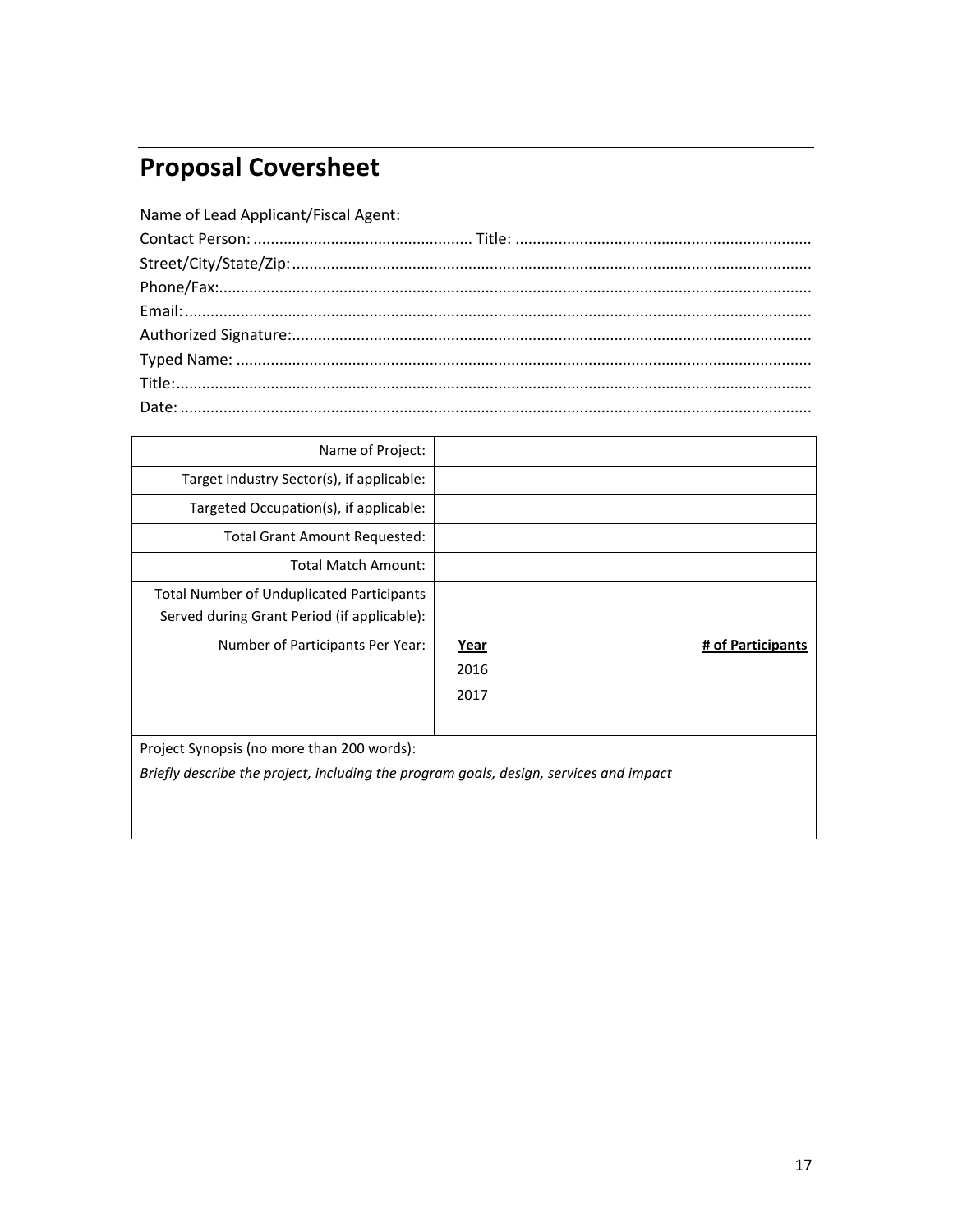## Proposal Coversheet

Name of Lead Applicant/Fiscal Agent:
Contact Person: .................................................. Title: ....................................................................
Street/City/State/Zip: .......................................................................................................................
Phone/Fax: .......................................................................................................................................
Email: ................................................................................................................................................
Authorized Signature: ......................................................................................................................
Typed Name: ....................................................................................................................................
Title: ..................................................................................................................................................
Date: .................................................................................................................................................

| | |
|---|---|
| Name of Project: | |
| Target Industry Sector(s), if applicable: | |
| Targeted Occupation(s), if applicable: | |
| Total Grant Amount Requested: | |
| Total Match Amount: | |
| Total Number of Unduplicated Participants Served during Grant Period (if applicable): | |
| Number of Participants Per Year: | **Year** / **# of Participants**<br>2016<br>2017 |
| Project Synopsis (no more than 200 words):<br>*Briefly describe the project, including the program goals, design, services and impact* | |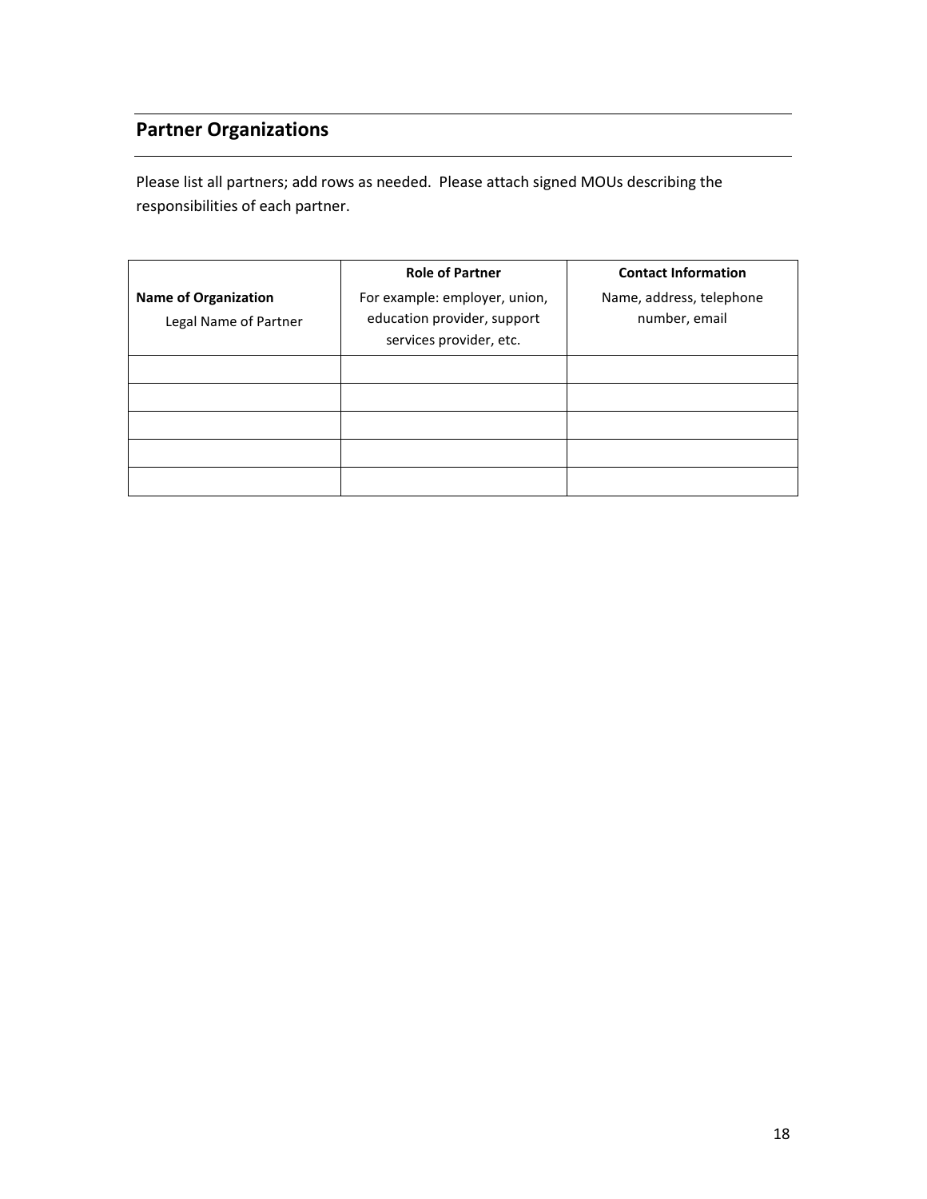## Partner Organizations

Please list all partners; add rows as needed. Please attach signed MOUs describing the responsibilities of each partner.

| **Name of Organization** Legal Name of Partner | **Role of Partner** For example: employer, union, education provider, support services provider, etc. | **Contact Information** Name, address, telephone number, email |
|---|---|---|
| | | |
| | | |
| | | |
| | | |
| | | |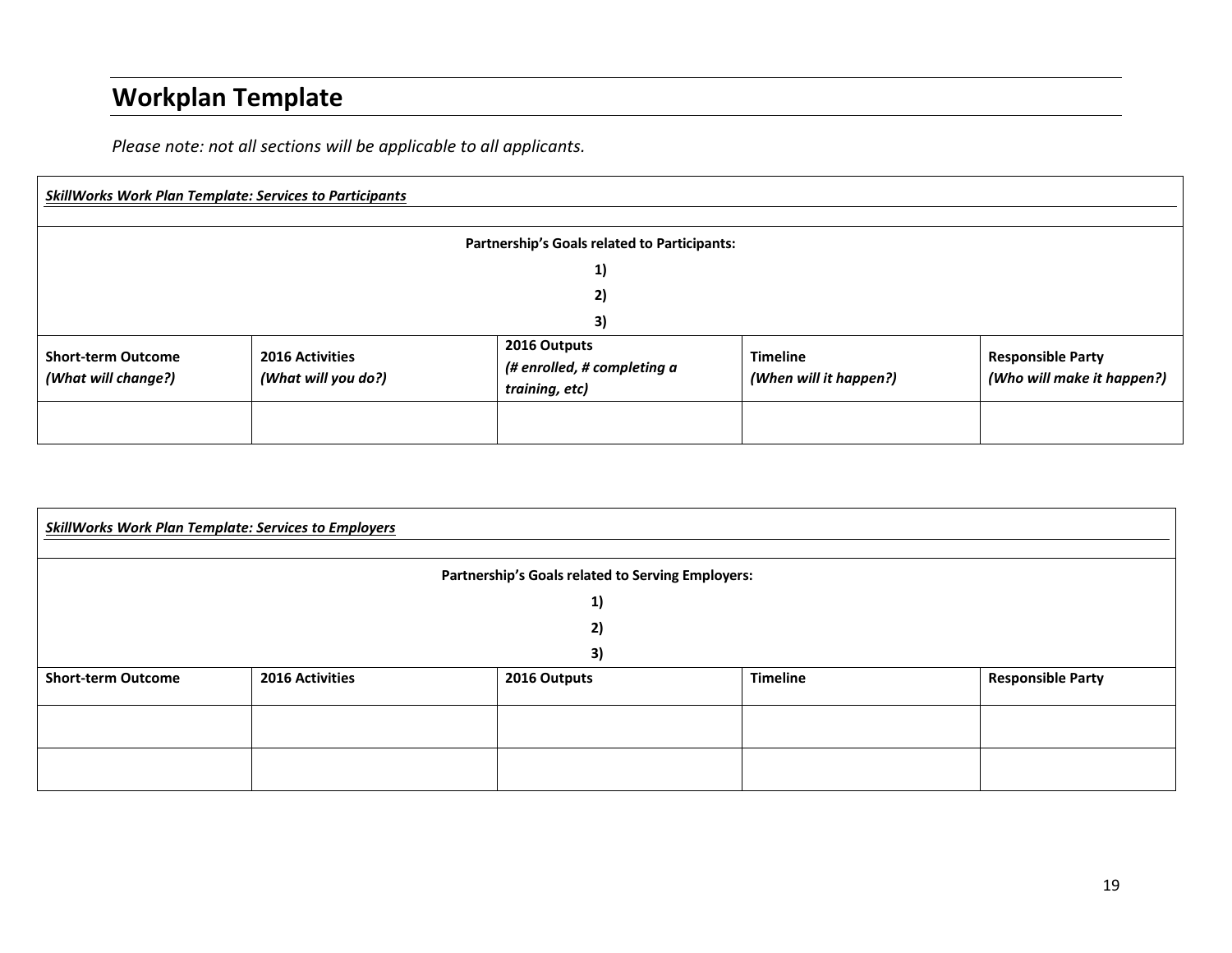# Workplan Template

*Please note: not all sections will be applicable to all applicants.*

| ***SkillWorks Work Plan Template: Services to Participants*** | | | | |
|---|---|---|---|---|
| **Partnership's Goals related to Participants:**<br>**1)**<br>**2)**<br>**3)** | | | | |
| **Short-term Outcome**<br>***(What will change?)*** | **2016 Activities**<br>***(What will you do?)*** | **2016 Outputs**<br>***(# enrolled, # completing a training, etc)*** | **Timeline**<br>***(When will it happen?)*** | **Responsible Party**<br>***(Who will make it happen?)*** |
| | | | | |

| ***SkillWorks Work Plan Template: Services to Employers*** | | | | |
|---|---|---|---|---|
| **Partnership's Goals related to Serving Employers:**<br>**1)**<br>**2)**<br>**3)** | | | | |
| **Short-term Outcome** | **2016 Activities** | **2016 Outputs** | **Timeline** | **Responsible Party** |
| | | | | |
| | | | | |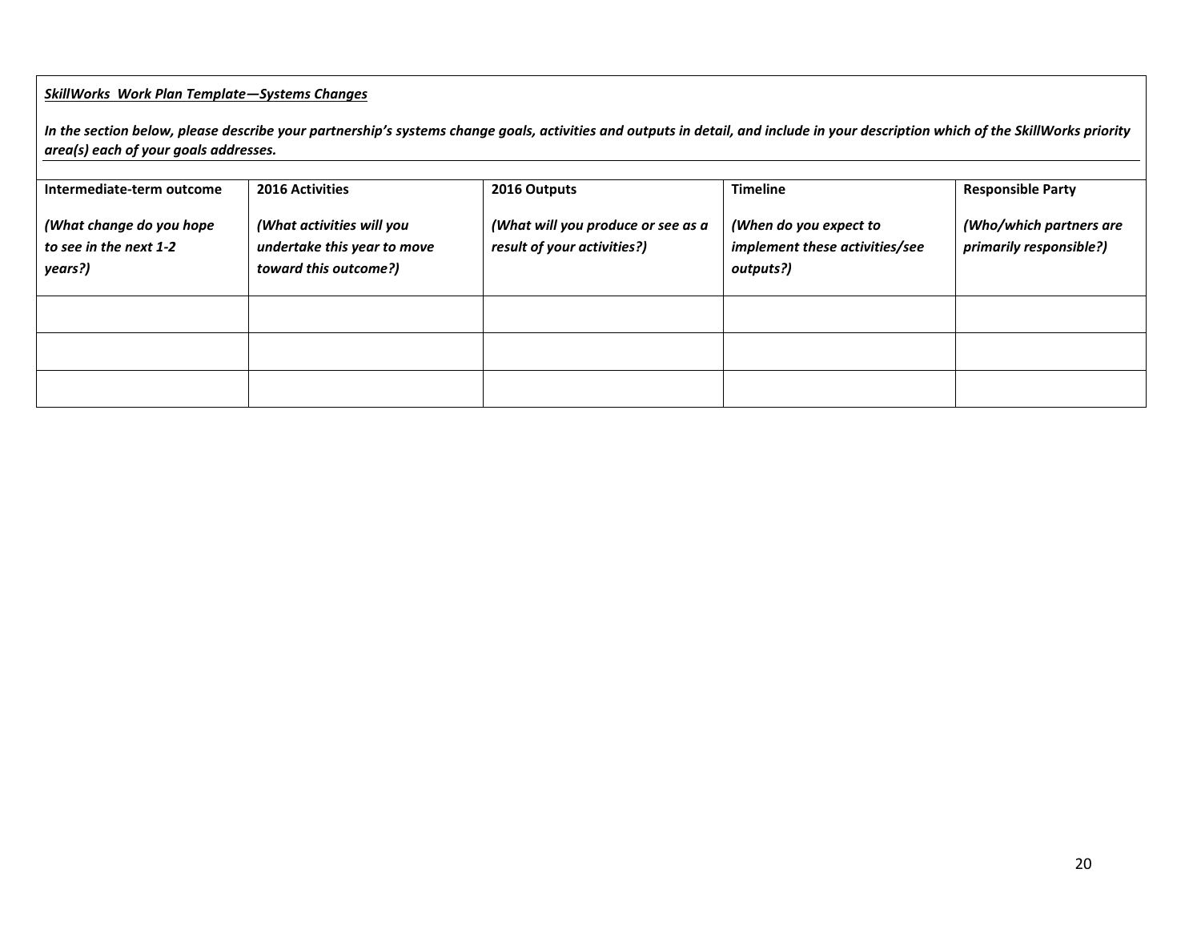***SkillWorks  Work Plan Template—Systems Changes***

***In the section below, please describe your partnership's systems change goals, activities and outputs in detail, and include in your description which of the SkillWorks priority area(s) each of your goals addresses.***

| **Intermediate-term outcome** *(What change do you hope to see in the next 1-2 years?)* | **2016 Activities** *(What activities will you undertake this year to move toward this outcome?)* | **2016 Outputs** *(What will you produce or see as a result of your activities?)* | **Timeline** *(When do you expect to implement these activities/see outputs?)* | **Responsible Party** *(Who/which partners are primarily responsible?)* |
|---|---|---|---|---|
| | | | | |
| | | | | |
| | | | | |